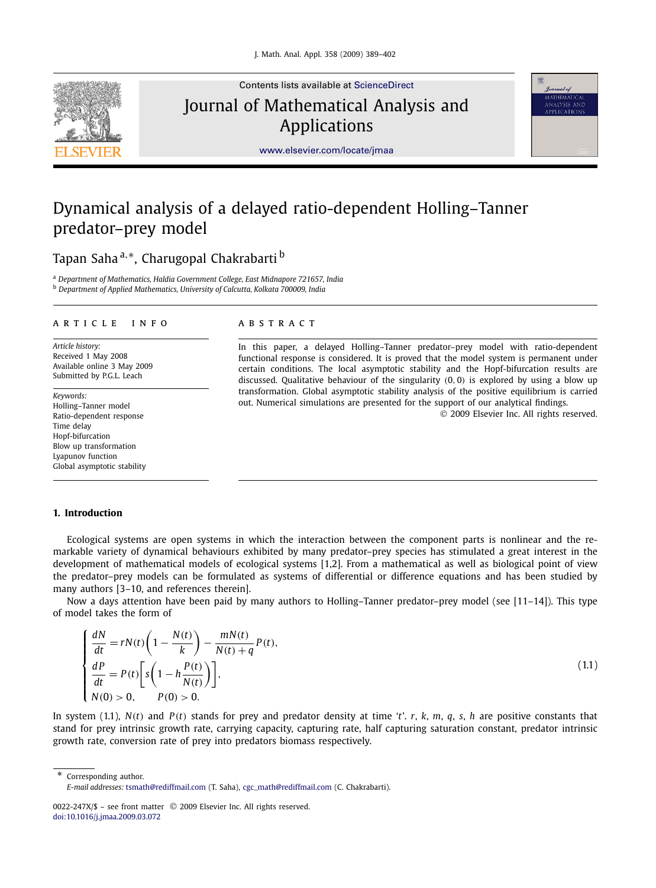# Dynamical analysis of a delayed ratio-dependent Holling–Tanner predator–prey model

Tapan Saha [a,*], Charugopal Chakrabarti [b]

[a] Department of Mathematics, Haldia Government College, East Midnapore 721657, India
[b] Department of Applied Mathematics, University of Calcutta, Kolkata 700009, India

ARTICLE INFO

*Article history:*
Received 1 May 2008
Available online 3 May 2009
Submitted by P.G.L. Leach

*Keywords:*
Holling–Tanner model
Ratio-dependent response
Time delay
Hopf-bifurcation
Blow up transformation
Lyapunov function
Global asymptotic stability

ABSTRACT

In this paper, a delayed Holling–Tanner predator–prey model with ratio-dependent functional response is considered. It is proved that the model system is permanent under certain conditions. The local asymptotic stability and the Hopf-bifurcation results are discussed. Qualitative behaviour of the singularity $(0, 0)$ is explored by using a blow up transformation. Global asymptotic stability analysis of the positive equilibrium is carried out. Numerical simulations are presented for the support of our analytical findings.

© 2009 Elsevier Inc. All rights reserved.

## 1. Introduction

Ecological systems are open systems in which the interaction between the component parts is nonlinear and the remarkable variety of dynamical behaviours exhibited by many predator–prey species has stimulated a great interest in the development of mathematical models of ecological systems [1,2]. From a mathematical as well as biological point of view the predator–prey models can be formulated as systems of differential or difference equations and has been studied by many authors [3–10, and references therein].

Now a days attention have been paid by many authors to Holling–Tanner predator–prey model (see [11–14]). This type of model takes the form of

$$
\begin{cases}
\dfrac{dN}{dt} = rN(t)\left(1 - \dfrac{N(t)}{k}\right) - \dfrac{mN(t)}{N(t)+q}P(t), \\[2ex]
\dfrac{dP}{dt} = P(t)\left[s\left(1 - h\dfrac{P(t)}{N(t)}\right)\right], \\[2ex]
N(0) > 0, \qquad P(0) > 0.
\end{cases}
\tag{1.1}
$$

In system (1.1), $N(t)$ and $P(t)$ stands for prey and predator density at time '$t$'. $r$, $k$, $m$, $q$, $s$, $h$ are positive constants that stand for prey intrinsic growth rate, carrying capacity, capturing rate, half capturing saturation constant, predator intrinsic growth rate, conversion rate of prey into predators biomass respectively.

\* Corresponding author.
*E-mail addresses:* tsmath@rediffmail.com (T. Saha), cgc_math@rediffmail.com (C. Chakrabarti).

0022-247X/$ – see front matter © 2009 Elsevier Inc. All rights reserved.
doi:10.1016/j.jmaa.2009.03.072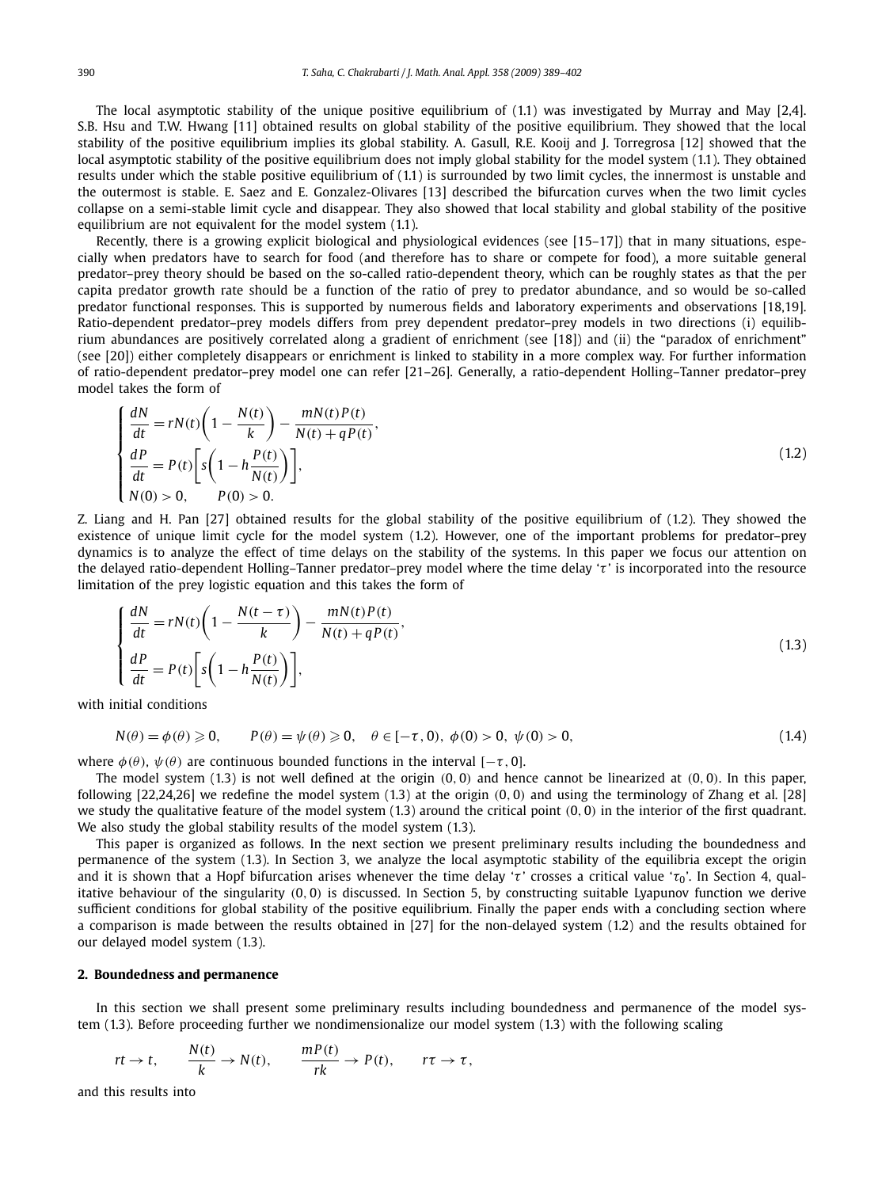The local asymptotic stability of the unique positive equilibrium of (1.1) was investigated by Murray and May [2,4]. S.B. Hsu and T.W. Hwang [11] obtained results on global stability of the positive equilibrium. They showed that the local stability of the positive equilibrium implies its global stability. A. Gasull, R.E. Kooij and J. Torregrosa [12] showed that the local asymptotic stability of the positive equilibrium does not imply global stability for the model system (1.1). They obtained results under which the stable positive equilibrium of (1.1) is surrounded by two limit cycles, the innermost is unstable and the outermost is stable. E. Saez and E. Gonzalez-Olivares [13] described the bifurcation curves when the two limit cycles collapse on a semi-stable limit cycle and disappear. They also showed that local stability and global stability of the positive equilibrium are not equivalent for the model system (1.1).

Recently, there is a growing explicit biological and physiological evidences (see [15–17]) that in many situations, especially when predators have to search for food (and therefore has to share or compete for food), a more suitable general predator–prey theory should be based on the so-called ratio-dependent theory, which can be roughly states as that the per capita predator growth rate should be a function of the ratio of prey to predator abundance, and so would be so-called predator functional responses. This is supported by numerous fields and laboratory experiments and observations [18,19]. Ratio-dependent predator–prey models differs from prey dependent predator–prey models in two directions (i) equilibrium abundances are positively correlated along a gradient of enrichment (see [18]) and (ii) the "paradox of enrichment" (see [20]) either completely disappears or enrichment is linked to stability in a more complex way. For further information of ratio-dependent predator–prey model one can refer [21–26]. Generally, a ratio-dependent Holling–Tanner predator–prey model takes the form of

$$\begin{cases} \dfrac{dN}{dt} = rN(t)\left(1 - \dfrac{N(t)}{k}\right) - \dfrac{mN(t)P(t)}{N(t) + qP(t)}, \\ \dfrac{dP}{dt} = P(t)\left[s\left(1 - h\dfrac{P(t)}{N(t)}\right)\right], \\ N(0) > 0, \qquad P(0) > 0. \end{cases} \tag{1.2}$$

Z. Liang and H. Pan [27] obtained results for the global stability of the positive equilibrium of (1.2). They showed the existence of unique limit cycle for the model system (1.2). However, one of the important problems for predator–prey dynamics is to analyze the effect of time delays on the stability of the systems. In this paper we focus our attention on the delayed ratio-dependent Holling–Tanner predator–prey model where the time delay '$\tau$' is incorporated into the resource limitation of the prey logistic equation and this takes the form of

$$\begin{cases} \dfrac{dN}{dt} = rN(t)\left(1 - \dfrac{N(t-\tau)}{k}\right) - \dfrac{mN(t)P(t)}{N(t) + qP(t)}, \\ \dfrac{dP}{dt} = P(t)\left[s\left(1 - h\dfrac{P(t)}{N(t)}\right)\right], \end{cases} \tag{1.3}$$

with initial conditions

$$N(\theta) = \phi(\theta) \geqslant 0, \qquad P(\theta) = \psi(\theta) \geqslant 0, \quad \theta \in [-\tau, 0),\ \phi(0) > 0,\ \psi(0) > 0, \tag{1.4}$$

where $\phi(\theta)$, $\psi(\theta)$ are continuous bounded functions in the interval $[-\tau, 0]$.

The model system (1.3) is not well defined at the origin $(0, 0)$ and hence cannot be linearized at $(0, 0)$. In this paper, following [22,24,26] we redefine the model system (1.3) at the origin $(0, 0)$ and using the terminology of Zhang et al. [28] we study the qualitative feature of the model system (1.3) around the critical point $(0, 0)$ in the interior of the first quadrant. We also study the global stability results of the model system (1.3).

This paper is organized as follows. In the next section we present preliminary results including the boundedness and permanence of the system (1.3). In Section 3, we analyze the local asymptotic stability of the equilibria except the origin and it is shown that a Hopf bifurcation arises whenever the time delay '$\tau$' crosses a critical value '$\tau_0$'. In Section 4, qualitative behaviour of the singularity $(0, 0)$ is discussed. In Section 5, by constructing suitable Lyapunov function we derive sufficient conditions for global stability of the positive equilibrium. Finally the paper ends with a concluding section where a comparison is made between the results obtained in [27] for the non-delayed system (1.2) and the results obtained for our delayed model system (1.3).

## 2. Boundedness and permanence

In this section we shall present some preliminary results including boundedness and permanence of the model system (1.3). Before proceeding further we nondimensionalize our model system (1.3) with the following scaling

$$rt \to t, \qquad \frac{N(t)}{k} \to N(t), \qquad \frac{mP(t)}{rk} \to P(t), \qquad r\tau \to \tau,$$

and this results into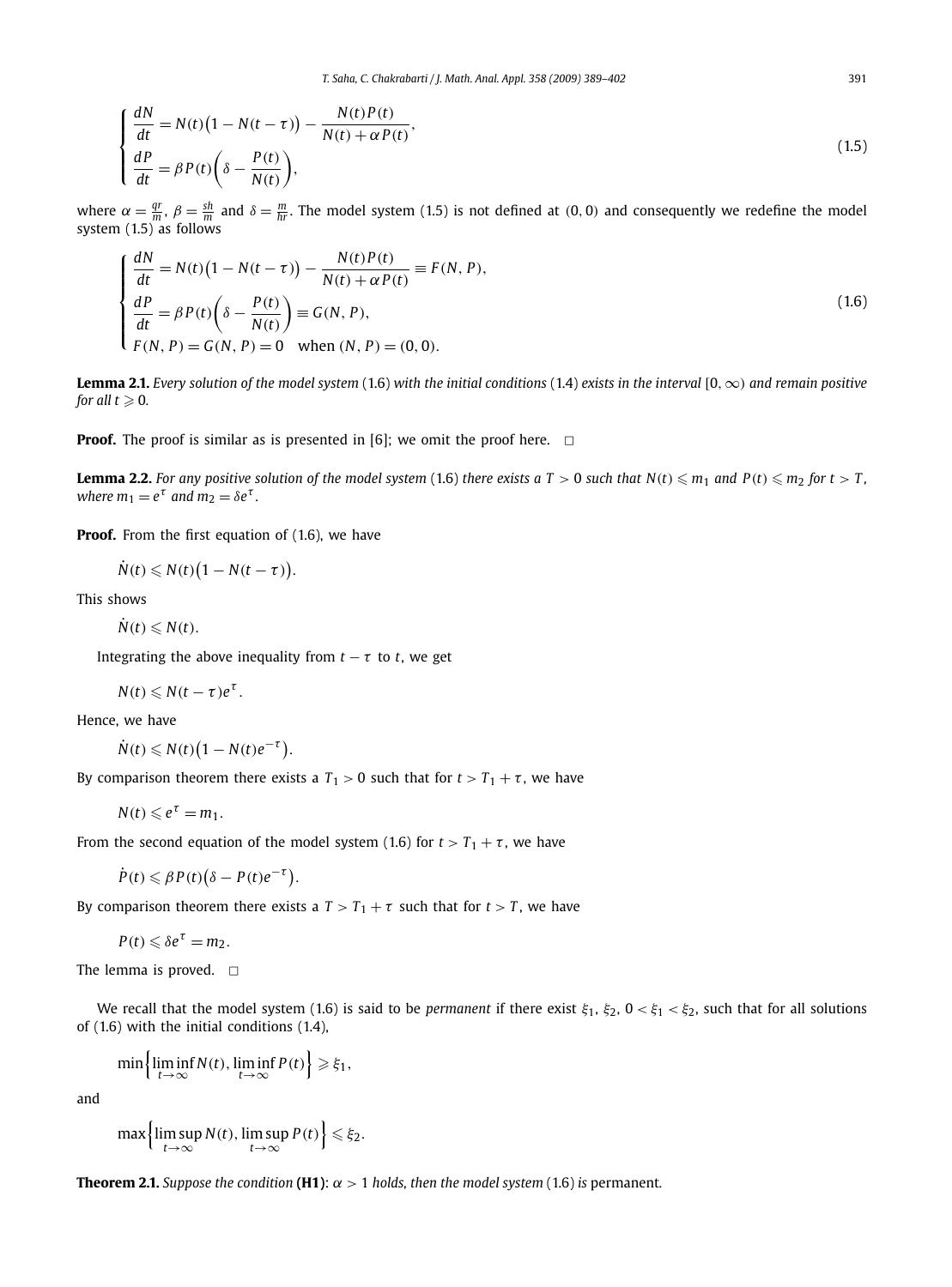$$
\begin{cases}
\dfrac{dN}{dt} = N(t)\big(1 - N(t-\tau)\big) - \dfrac{N(t)P(t)}{N(t) + \alpha P(t)}, \\[2ex]
\dfrac{dP}{dt} = \beta P(t)\left(\delta - \dfrac{P(t)}{N(t)}\right),
\end{cases}
\tag{1.5}
$$

where $\alpha = \frac{qr}{m}$, $\beta = \frac{sh}{m}$ and $\delta = \frac{m}{hr}$. The model system (1.5) is not defined at $(0, 0)$ and consequently we redefine the model system (1.5) as follows

$$
\begin{cases}
\dfrac{dN}{dt} = N(t)\big(1 - N(t-\tau)\big) - \dfrac{N(t)P(t)}{N(t) + \alpha P(t)} \equiv F(N, P), \\[2ex]
\dfrac{dP}{dt} = \beta P(t)\left(\delta - \dfrac{P(t)}{N(t)}\right) \equiv G(N, P), \\[2ex]
F(N, P) = G(N, P) = 0 \quad \text{when } (N, P) = (0, 0).
\end{cases}
\tag{1.6}
$$

**Lemma 2.1.** *Every solution of the model system* (1.6) *with the initial conditions* (1.4) *exists in the interval* $[0, \infty)$ *and remain positive for all* $t \geqslant 0$*.*

**Proof.** The proof is similar as is presented in [6]; we omit the proof here. □

**Lemma 2.2.** *For any positive solution of the model system* (1.6) *there exists a* $T > 0$ *such that* $N(t) \leqslant m_1$ *and* $P(t) \leqslant m_2$ *for* $t > T$*, where* $m_1 = e^{\tau}$ *and* $m_2 = \delta e^{\tau}$*.*

**Proof.** From the first equation of (1.6), we have

$$\dot{N}(t) \leqslant N(t)\big(1 - N(t-\tau)\big).$$

This shows

$$\dot{N}(t) \leqslant N(t).$$

Integrating the above inequality from $t - \tau$ to $t$, we get

$$N(t) \leqslant N(t-\tau)e^{\tau}.$$

Hence, we have

$$\dot{N}(t) \leqslant N(t)\big(1 - N(t)e^{-\tau}\big).$$

By comparison theorem there exists a $T_1 > 0$ such that for $t > T_1 + \tau$, we have

$$N(t) \leqslant e^{\tau} = m_1.$$

From the second equation of the model system (1.6) for $t > T_1 + \tau$, we have

$$\dot{P}(t) \leqslant \beta P(t)\big(\delta - P(t)e^{-\tau}\big).$$

By comparison theorem there exists a $T > T_1 + \tau$ such that for $t > T$, we have

$$P(t) \leqslant \delta e^{\tau} = m_2.$$

The lemma is proved. □

We recall that the model system (1.6) is said to be *permanent* if there exist $\xi_1$, $\xi_2$, $0 < \xi_1 < \xi_2$, such that for all solutions of (1.6) with the initial conditions (1.4),

$$\min\Big\{\liminf_{t\to\infty} N(t), \liminf_{t\to\infty} P(t)\Big\} \geqslant \xi_1,$$

and

$$\max\Big\{\limsup_{t\to\infty} N(t), \limsup_{t\to\infty} P(t)\Big\} \leqslant \xi_2.$$

**Theorem 2.1.** *Suppose the condition* **(H1)**: $\alpha > 1$ *holds, then the model system* (1.6) *is* permanent*.*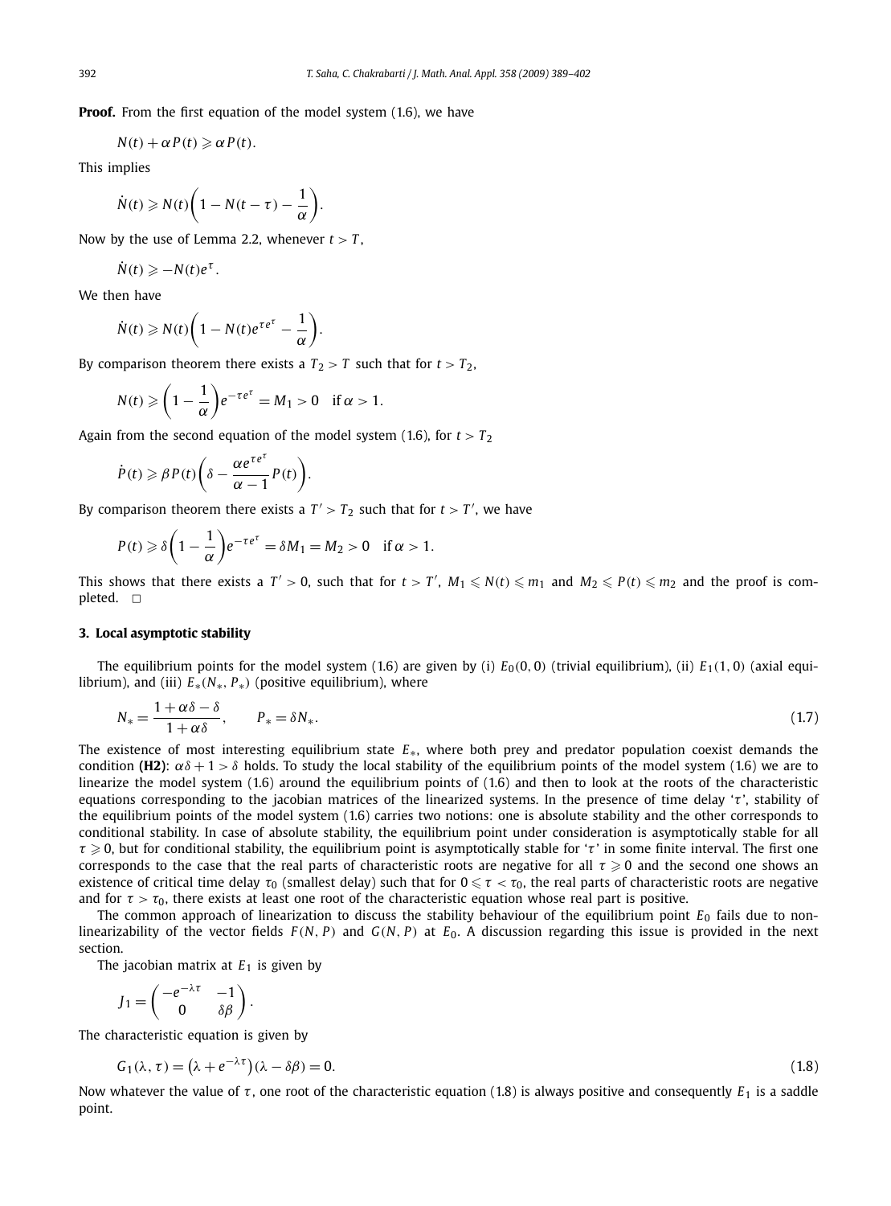**Proof.** From the first equation of the model system (1.6), we have

$$N(t) + \alpha P(t) \geqslant \alpha P(t).$$

This implies

$$\dot{N}(t) \geqslant N(t)\left(1 - N(t-\tau) - \frac{1}{\alpha}\right).$$

Now by the use of Lemma 2.2, whenever $t > T$,

$$\dot{N}(t) \geqslant -N(t)e^{\tau}.$$

We then have

$$\dot{N}(t) \geqslant N(t)\left(1 - N(t)e^{\tau e^{\tau}} - \frac{1}{\alpha}\right).$$

By comparison theorem there exists a $T_2 > T$ such that for $t > T_2$,

$$N(t) \geqslant \left(1 - \frac{1}{\alpha}\right)e^{-\tau e^{\tau}} = M_1 > 0 \quad \text{if } \alpha > 1.$$

Again from the second equation of the model system (1.6), for $t > T_2$

$$\dot{P}(t) \geqslant \beta P(t)\left(\delta - \frac{\alpha e^{\tau e^{\tau}}}{\alpha - 1}P(t)\right).$$

By comparison theorem there exists a $T' > T_2$ such that for $t > T'$, we have

$$P(t) \geqslant \delta\left(1 - \frac{1}{\alpha}\right)e^{-\tau e^{\tau}} = \delta M_1 = M_2 > 0 \quad \text{if } \alpha > 1.$$

This shows that there exists a $T' > 0$, such that for $t > T'$, $M_1 \leqslant N(t) \leqslant m_1$ and $M_2 \leqslant P(t) \leqslant m_2$ and the proof is completed. $\square$

## 3. Local asymptotic stability

The equilibrium points for the model system (1.6) are given by (i) $E_0(0,0)$ (trivial equilibrium), (ii) $E_1(1,0)$ (axial equilibrium), and (iii) $E_*(N_*, P_*)$ (positive equilibrium), where

$$N_* = \frac{1 + \alpha\delta - \delta}{1 + \alpha\delta}, \qquad P_* = \delta N_*. \tag{1.7}$$

The existence of most interesting equilibrium state $E_*$, where both prey and predator population coexist demands the condition **(H2)**: $\alpha\delta + 1 > \delta$ holds. To study the local stability of the equilibrium points of the model system (1.6) we are to linearize the model system (1.6) around the equilibrium points of (1.6) and then to look at the roots of the characteristic equations corresponding to the jacobian matrices of the linearized systems. In the presence of time delay '$\tau$', stability of the equilibrium points of the model system (1.6) carries two notions: one is absolute stability and the other corresponds to conditional stability. In case of absolute stability, the equilibrium point under consideration is asymptotically stable for all $\tau \geqslant 0$, but for conditional stability, the equilibrium point is asymptotically stable for '$\tau$' in some finite interval. The first one corresponds to the case that the real parts of characteristic roots are negative for all $\tau \geqslant 0$ and the second one shows an existence of critical time delay $\tau_0$ (smallest delay) such that for $0 \leqslant \tau < \tau_0$, the real parts of characteristic roots are negative and for $\tau > \tau_0$, there exists at least one root of the characteristic equation whose real part is positive.

The common approach of linearization to discuss the stability behaviour of the equilibrium point $E_0$ fails due to non-linearizability of the vector fields $F(N,P)$ and $G(N,P)$ at $E_0$. A discussion regarding this issue is provided in the next section.

The jacobian matrix at $E_1$ is given by

$$J_1 = \begin{pmatrix} -e^{-\lambda\tau} & -1 \\ 0 & \delta\beta \end{pmatrix}.$$

The characteristic equation is given by

$$G_1(\lambda, \tau) = \left(\lambda + e^{-\lambda\tau}\right)(\lambda - \delta\beta) = 0. \tag{1.8}$$

Now whatever the value of $\tau$, one root of the characteristic equation (1.8) is always positive and consequently $E_1$ is a saddle point.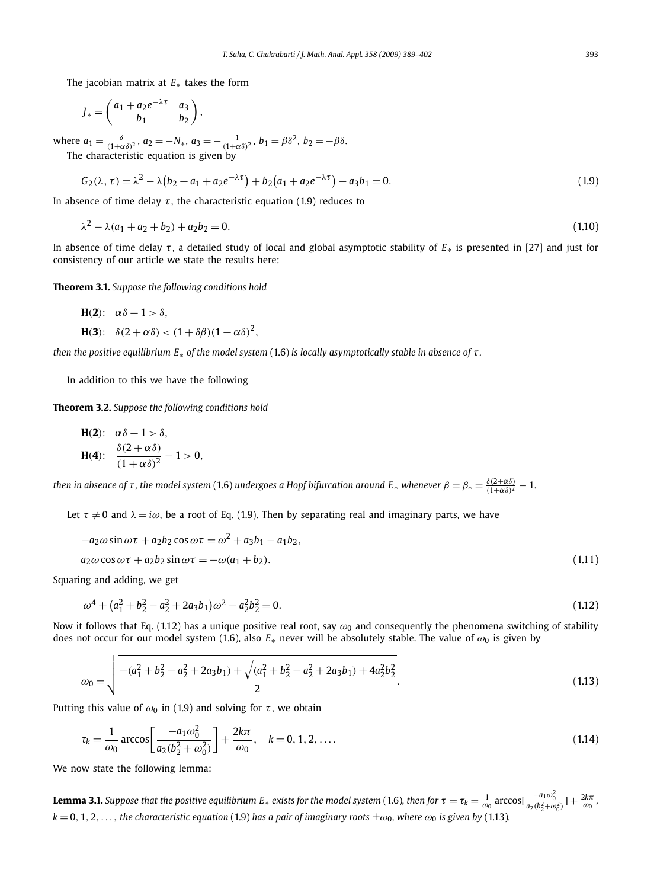The jacobian matrix at $E_*$ takes the form

$$J_* = \begin{pmatrix} a_1 + a_2 e^{-\lambda\tau} & a_3 \\ b_1 & b_2 \end{pmatrix},$$

where $a_1 = \frac{\delta}{(1+\alpha\delta)^2}$, $a_2 = -N_*$, $a_3 = -\frac{1}{(1+\alpha\delta)^2}$, $b_1 = \beta\delta^2$, $b_2 = -\beta\delta$.

The characteristic equation is given by

$$G_2(\lambda, \tau) = \lambda^2 - \lambda\left(b_2 + a_1 + a_2 e^{-\lambda\tau}\right) + b_2\left(a_1 + a_2 e^{-\lambda\tau}\right) - a_3 b_1 = 0. \tag{1.9}$$

In absence of time delay $\tau$, the characteristic equation (1.9) reduces to

$$\lambda^2 - \lambda(a_1 + a_2 + b_2) + a_2 b_2 = 0. \tag{1.10}$$

In absence of time delay $\tau$, a detailed study of local and global asymptotic stability of $E_*$ is presented in [27] and just for consistency of our article we state the results here:

**Theorem 3.1.** *Suppose the following conditions hold*

$\mathbf{H(2)}$: $\alpha\delta + 1 > \delta$,

$\mathbf{H(3)}$: $\delta(2 + \alpha\delta) < (1 + \delta\beta)(1 + \alpha\delta)^2$,

*then the positive equilibrium $E_*$ of the model system (1.6) is locally asymptotically stable in absence of $\tau$.*

In addition to this we have the following

**Theorem 3.2.** *Suppose the following conditions hold*

$\mathbf{H(2)}$: $\alpha\delta + 1 > \delta$,

$\mathbf{H(4)}$: $\dfrac{\delta(2 + \alpha\delta)}{(1 + \alpha\delta)^2} - 1 > 0$,

*then in absence of $\tau$, the model system (1.6) undergoes a Hopf bifurcation around $E_*$ whenever $\beta = \beta_* = \frac{\delta(2+\alpha\delta)}{(1+\alpha\delta)^2} - 1$.*

Let $\tau \neq 0$ and $\lambda = i\omega$, be a root of Eq. (1.9). Then by separating real and imaginary parts, we have

$$\begin{aligned} &-a_2\omega \sin\omega\tau + a_2 b_2 \cos\omega\tau = \omega^2 + a_3 b_1 - a_1 b_2, \\ &a_2\omega \cos\omega\tau + a_2 b_2 \sin\omega\tau = -\omega(a_1 + b_2). \end{aligned} \tag{1.11}$$

Squaring and adding, we get

$$\omega^4 + \left(a_1^2 + b_2^2 - a_2^2 + 2a_3 b_1\right)\omega^2 - a_2^2 b_2^2 = 0. \tag{1.12}$$

Now it follows that Eq. (1.12) has a unique positive real root, say $\omega_0$ and consequently the phenomena switching of stability does not occur for our model system (1.6), also $E_*$ never will be absolutely stable. The value of $\omega_0$ is given by

$$\omega_0 = \sqrt{\frac{-(a_1^2 + b_2^2 - a_2^2 + 2a_3 b_1) + \sqrt{(a_1^2 + b_2^2 - a_2^2 + 2a_3 b_1) + 4a_2^2 b_2^2}}{2}}. \tag{1.13}$$

Putting this value of $\omega_0$ in (1.9) and solving for $\tau$, we obtain

$$\tau_k = \frac{1}{\omega_0} \arccos\left[\frac{-a_1\omega_0^2}{a_2(b_2^2 + \omega_0^2)}\right] + \frac{2k\pi}{\omega_0}, \quad k = 0, 1, 2, \ldots. \tag{1.14}$$

We now state the following lemma:

**Lemma 3.1.** *Suppose that the positive equilibrium $E_*$ exists for the model system (1.6), then for $\tau = \tau_k = \frac{1}{\omega_0} \arccos[\frac{-a_1\omega_0^2}{a_2(b_2^2+\omega_0^2)}] + \frac{2k\pi}{\omega_0}$, $k = 0, 1, 2, \ldots,$ the characteristic equation (1.9) has a pair of imaginary roots $\pm\omega_0$, where $\omega_0$ is given by (1.13).*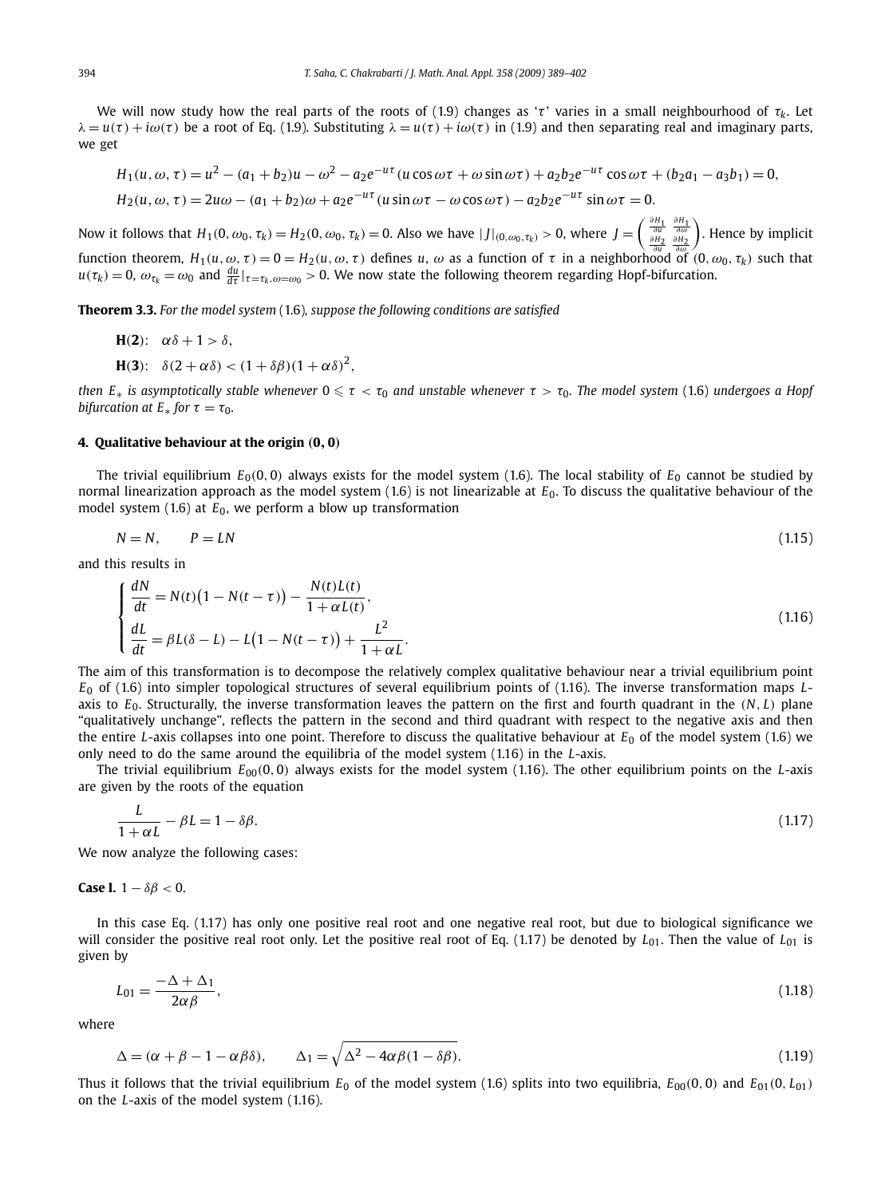We will now study how the real parts of the roots of (1.9) changes as '$\tau$' varies in a small neighbourhood of $\tau_k$. Let $\lambda = u(\tau) + i\omega(\tau)$ be a root of Eq. (1.9). Substituting $\lambda = u(\tau) + i\omega(\tau)$ in (1.9) and then separating real and imaginary parts, we get

$$H_1(u, \omega, \tau) = u^2 - (a_1 + b_2)u - \omega^2 - a_2 e^{-u\tau}(u \cos \omega\tau + \omega \sin \omega\tau) + a_2 b_2 e^{-u\tau} \cos \omega\tau + (b_2 a_1 - a_3 b_1) = 0,$$

$$H_2(u, \omega, \tau) = 2u\omega - (a_1 + b_2)\omega + a_2 e^{-u\tau}(u \sin \omega\tau - \omega \cos \omega\tau) - a_2 b_2 e^{-u\tau} \sin \omega\tau = 0.$$

Now it follows that $H_1(0, \omega_0, \tau_k) = H_2(0, \omega_0, \tau_k) = 0$. Also we have $|J|_{(0,\omega_0,\tau_k)} > 0$, where $J = \begin{pmatrix} \frac{\partial H_1}{\partial u} & \frac{\partial H_1}{\partial \omega} \\ \frac{\partial H_2}{\partial u} & \frac{\partial H_2}{\partial \omega} \end{pmatrix}$. Hence by implicit function theorem, $H_1(u, \omega, \tau) = 0 = H_2(u, \omega, \tau)$ defines $u$, $\omega$ as a function of $\tau$ in a neighborhood of $(0, \omega_0, \tau_k)$ such that $u(\tau_k) = 0$, $\omega_{\tau_k} = \omega_0$ and $\frac{du}{d\tau}|_{\tau=\tau_k, \omega=\omega_0} > 0$. We now state the following theorem regarding Hopf-bifurcation.

**Theorem 3.3.** *For the model system* (1.6)*, suppose the following conditions are satisfied*

**H(2)**: $\alpha\delta + 1 > \delta$,

**H(3)**: $\delta(2 + \alpha\delta) < (1 + \delta\beta)(1 + \alpha\delta)^2$,

*then $E_*$ is asymptotically stable whenever $0 \leqslant \tau < \tau_0$ and unstable whenever $\tau > \tau_0$. The model system* (1.6) *undergoes a Hopf bifurcation at $E_*$ for $\tau = \tau_0$.*

## 4. Qualitative behaviour at the origin (0, 0)

The trivial equilibrium $E_0(0, 0)$ always exists for the model system (1.6). The local stability of $E_0$ cannot be studied by normal linearization approach as the model system (1.6) is not linearizable at $E_0$. To discuss the qualitative behaviour of the model system (1.6) at $E_0$, we perform a blow up transformation

$$N = N, \qquad P = LN \tag{1.15}$$

and this results in

$$\begin{cases} \dfrac{dN}{dt} = N(t)\big(1 - N(t - \tau)\big) - \dfrac{N(t)L(t)}{1 + \alpha L(t)}, \\ \dfrac{dL}{dt} = \beta L(\delta - L) - L\big(1 - N(t - \tau)\big) + \dfrac{L^2}{1 + \alpha L}. \end{cases} \tag{1.16}$$

The aim of this transformation is to decompose the relatively complex qualitative behaviour near a trivial equilibrium point $E_0$ of (1.6) into simpler topological structures of several equilibrium points of (1.16). The inverse transformation maps $L$-axis to $E_0$. Structurally, the inverse transformation leaves the pattern on the first and fourth quadrant in the $(N, L)$ plane "qualitatively unchange", reflects the pattern in the second and third quadrant with respect to the negative axis and then the entire $L$-axis collapses into one point. Therefore to discuss the qualitative behaviour at $E_0$ of the model system (1.6) we only need to do the same around the equilibria of the model system (1.16) in the $L$-axis.

The trivial equilibrium $E_{00}(0, 0)$ always exists for the model system (1.16). The other equilibrium points on the $L$-axis are given by the roots of the equation

$$\frac{L}{1 + \alpha L} - \beta L = 1 - \delta\beta. \tag{1.17}$$

We now analyze the following cases:

**Case I.** $1 - \delta\beta < 0$.

In this case Eq. (1.17) has only one positive real root and one negative real root, but due to biological significance we will consider the positive real root only. Let the positive real root of Eq. (1.17) be denoted by $L_{01}$. Then the value of $L_{01}$ is given by

$$L_{01} = \frac{-\Delta + \Delta_1}{2\alpha\beta}, \tag{1.18}$$

where

$$\Delta = (\alpha + \beta - 1 - \alpha\beta\delta), \qquad \Delta_1 = \sqrt{\Delta^2 - 4\alpha\beta(1 - \delta\beta)}. \tag{1.19}$$

Thus it follows that the trivial equilibrium $E_0$ of the model system (1.6) splits into two equilibria, $E_{00}(0, 0)$ and $E_{01}(0, L_{01})$ on the $L$-axis of the model system (1.16).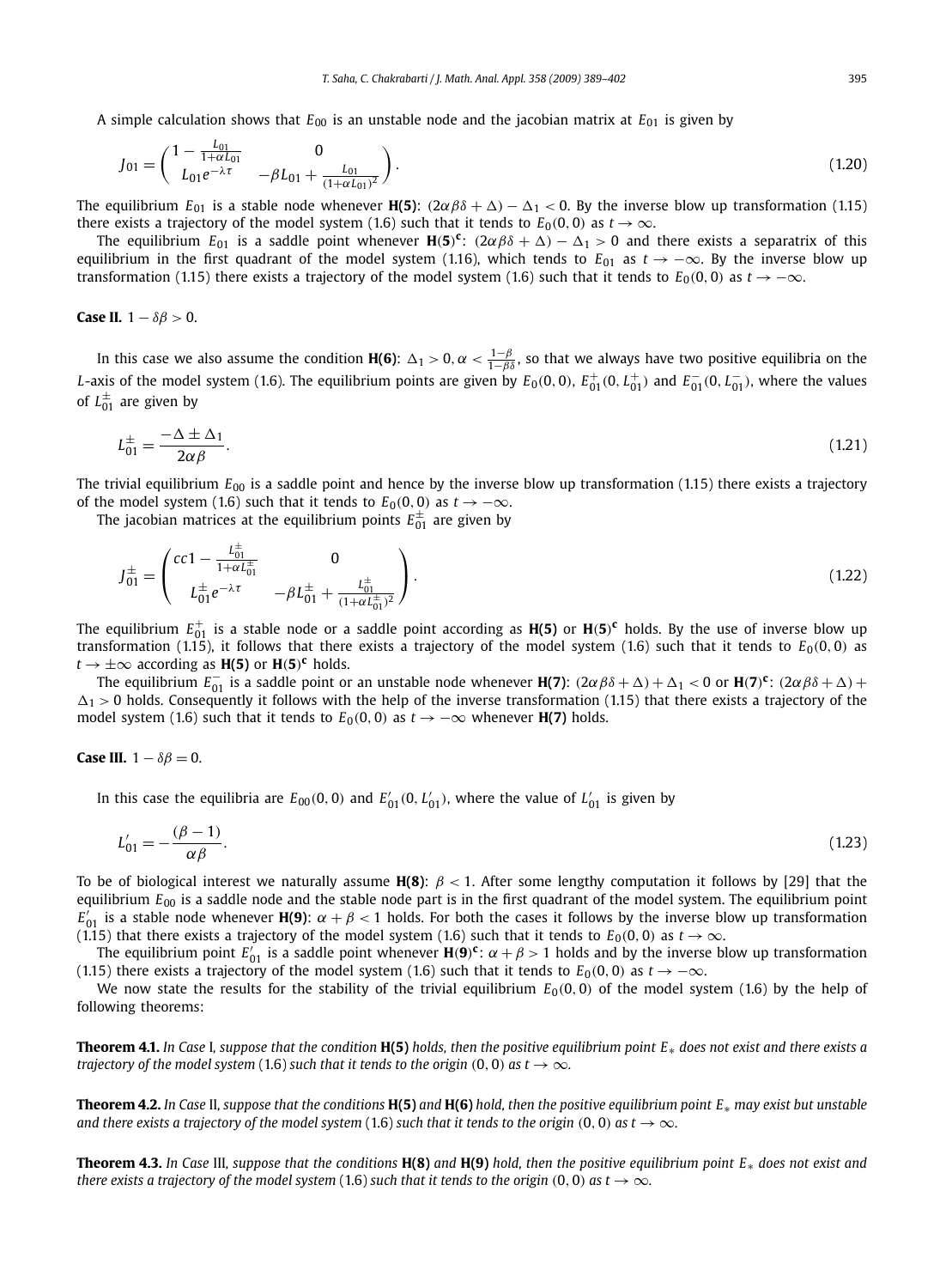A simple calculation shows that $E_{00}$ is an unstable node and the jacobian matrix at $E_{01}$ is given by

$$J_{01} = \begin{pmatrix} 1 - \frac{L_{01}}{1+\alpha L_{01}} & 0 \\ L_{01} e^{-\lambda\tau} & -\beta L_{01} + \frac{L_{01}}{(1+\alpha L_{01})^2} \end{pmatrix}. \tag{1.20}$$

The equilibrium $E_{01}$ is a stable node whenever **H(5)**: $(2\alpha\beta\delta + \Delta) - \Delta_1 < 0$. By the inverse blow up transformation (1.15) there exists a trajectory of the model system (1.6) such that it tends to $E_0(0,0)$ as $t \to \infty$.

The equilibrium $E_{01}$ is a saddle point whenever $\mathbf{H(5)^c}$: $(2\alpha\beta\delta + \Delta) - \Delta_1 > 0$ and there exists a separatrix of this equilibrium in the first quadrant of the model system (1.16), which tends to $E_{01}$ as $t \to -\infty$. By the inverse blow up transformation (1.15) there exists a trajectory of the model system (1.6) such that it tends to $E_0(0,0)$ as $t \to -\infty$.

**Case II.** $1 - \delta\beta > 0$.

In this case we also assume the condition **H(6)**: $\Delta_1 > 0, \alpha < \frac{1-\beta}{1-\beta\delta}$, so that we always have two positive equilibria on the $L$-axis of the model system (1.6). The equilibrium points are given by $E_0(0,0)$, $E_{01}^{+}(0, L_{01}^{+})$ and $E_{01}^{-}(0, L_{01}^{-})$, where the values of $L_{01}^{\pm}$ are given by

$$L_{01}^{\pm} = \frac{-\Delta \pm \Delta_1}{2\alpha\beta}. \tag{1.21}$$

The trivial equilibrium $E_{00}$ is a saddle point and hence by the inverse blow up transformation (1.15) there exists a trajectory of the model system (1.6) such that it tends to $E_0(0,0)$ as $t \to -\infty$.

The jacobian matrices at the equilibrium points $E_{01}^{\pm}$ are given by

$$J_{01}^{\pm} = \begin{pmatrix} cc1 - \frac{L_{01}^{\pm}}{1+\alpha L_{01}^{\pm}} & 0 \\ L_{01}^{\pm} e^{-\lambda\tau} & -\beta L_{01}^{\pm} + \frac{L_{01}^{\pm}}{(1+\alpha L_{01}^{\pm})^2} \end{pmatrix}. \tag{1.22}$$

The equilibrium $E_{01}^{+}$ is a stable node or a saddle point according as **H(5)** or $\mathbf{H(5)^c}$ holds. By the use of inverse blow up transformation (1.15), it follows that there exists a trajectory of the model system (1.6) such that it tends to $E_0(0,0)$ as $t \to \pm\infty$ according as **H(5)** or $\mathbf{H(5)^c}$ holds.

The equilibrium $E_{01}^{-}$ is a saddle point or an unstable node whenever **H(7)**: $(2\alpha\beta\delta + \Delta) + \Delta_1 < 0$ or $\mathbf{H(7)^c}$: $(2\alpha\beta\delta + \Delta) + \Delta_1 > 0$ holds. Consequently it follows with the help of the inverse transformation (1.15) that there exists a trajectory of the model system (1.6) such that it tends to $E_0(0,0)$ as $t \to -\infty$ whenever **H(7)** holds.

**Case III.** $1 - \delta\beta = 0$.

In this case the equilibria are $E_{00}(0,0)$ and $E_{01}'(0, L_{01}')$, where the value of $L_{01}'$ is given by

$$L_{01}' = -\frac{(\beta - 1)}{\alpha\beta}. \tag{1.23}$$

To be of biological interest we naturally assume **H(8)**: $\beta < 1$. After some lengthy computation it follows by [29] that the equilibrium $E_{00}$ is a saddle node and the stable node part is in the first quadrant of the model system. The equilibrium point $E_{01}'$ is a stable node whenever **H(9)**: $\alpha + \beta < 1$ holds. For both the cases it follows by the inverse blow up transformation (1.15) that there exists a trajectory of the model system (1.6) such that it tends to $E_0(0,0)$ as $t \to \infty$.

The equilibrium point $E_{01}'$ is a saddle point whenever $\mathbf{H(9)^c}$: $\alpha + \beta > 1$ holds and by the inverse blow up transformation (1.15) there exists a trajectory of the model system (1.6) such that it tends to $E_0(0,0)$ as $t \to -\infty$.

We now state the results for the stability of the trivial equilibrium $E_0(0,0)$ of the model system (1.6) by the help of following theorems:

**Theorem 4.1.** *In Case* I, *suppose that the condition* **H(5)** *holds, then the positive equilibrium point* $E_*$ *does not exist and there exists a trajectory of the model system* (1.6) *such that it tends to the origin* $(0,0)$ *as* $t \to \infty$.

**Theorem 4.2.** *In Case* II, *suppose that the conditions* **H(5)** *and* **H(6)** *hold, then the positive equilibrium point* $E_*$ *may exist but unstable and there exists a trajectory of the model system* (1.6) *such that it tends to the origin* $(0,0)$ *as* $t \to \infty$.

**Theorem 4.3.** *In Case* III, *suppose that the conditions* **H(8)** *and* **H(9)** *hold, then the positive equilibrium point* $E_*$ *does not exist and there exists a trajectory of the model system* (1.6) *such that it tends to the origin* $(0,0)$ *as* $t \to \infty$.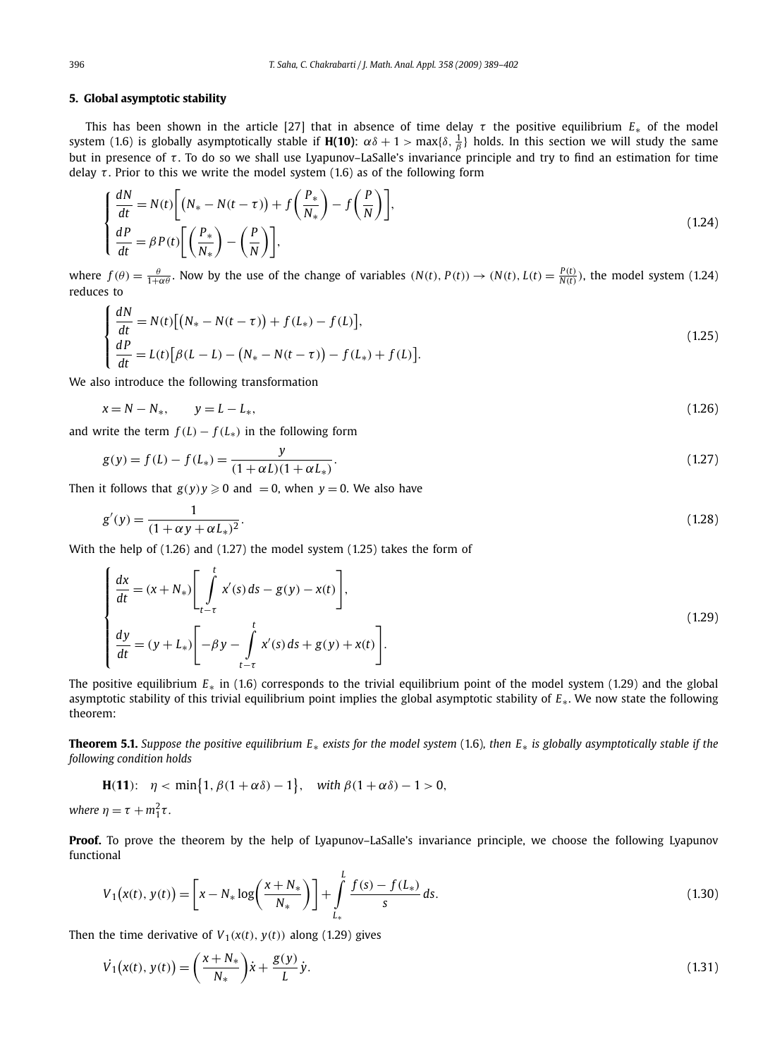## 5. Global asymptotic stability

This has been shown in the article [27] that in absence of time delay $\tau$ the positive equilibrium $E_*$ of the model system (1.6) is globally asymptotically stable if **H(10)**: $\alpha\delta + 1 > \max\{\delta, \frac{1}{\beta}\}$ holds. In this section we will study the same but in presence of $\tau$. To do so we shall use Lyapunov–LaSalle's invariance principle and try to find an estimation for time delay $\tau$. Prior to this we write the model system (1.6) as of the following form

$$
\begin{cases}
\dfrac{dN}{dt} = N(t)\left[\left(N_* - N(t-\tau)\right) + f\left(\dfrac{P_*}{N_*}\right) - f\left(\dfrac{P}{N}\right)\right], \\[2mm]
\dfrac{dP}{dt} = \beta P(t)\left[\left(\dfrac{P_*}{N_*}\right) - \left(\dfrac{P}{N}\right)\right],
\end{cases}
\tag{1.24}
$$

where $f(\theta) = \frac{\theta}{1+\alpha\theta}$. Now by the use of the change of variables $(N(t), P(t)) \to (N(t), L(t) = \frac{P(t)}{N(t)})$, the model system (1.24) reduces to

$$
\begin{cases}
\dfrac{dN}{dt} = N(t)\left[\left(N_* - N(t-\tau)\right) + f(L_*) - f(L)\right], \\[2mm]
\dfrac{dP}{dt} = L(t)\left[\beta(L - L) - \left(N_* - N(t-\tau)\right) - f(L_*) + f(L)\right].
\end{cases}
\tag{1.25}
$$

We also introduce the following transformation

$$
x = N - N_*, \qquad y = L - L_*, \tag{1.26}
$$

and write the term $f(L) - f(L_*)$ in the following form

$$
g(y) = f(L) - f(L_*) = \frac{y}{(1+\alpha L)(1+\alpha L_*)}. \tag{1.27}
$$

Then it follows that $g(y)y \geqslant 0$ and $= 0$, when $y = 0$. We also have

$$
g'(y) = \frac{1}{(1+\alpha y + \alpha L_*)^2}. \tag{1.28}
$$

With the help of (1.26) and (1.27) the model system (1.25) takes the form of

$$
\begin{cases}
\dfrac{dx}{dt} = (x + N_*)\left[\displaystyle\int_{t-\tau}^{t} x'(s)\,ds - g(y) - x(t)\right], \\[4mm]
\dfrac{dy}{dt} = (y + L_*)\left[-\beta y - \displaystyle\int_{t-\tau}^{t} x'(s)\,ds + g(y) + x(t)\right].
\end{cases}
\tag{1.29}
$$

The positive equilibrium $E_*$ in (1.6) corresponds to the trivial equilibrium point of the model system (1.29) and the global asymptotic stability of this trivial equilibrium point implies the global asymptotic stability of $E_*$. We now state the following theorem:

**Theorem 5.1.** *Suppose the positive equilibrium $E_*$ exists for the model system* (1.6)*, then $E_*$ is globally asymptotically stable if the following condition holds*

$$
\mathbf{H(11)}: \quad \eta < \min\{1, \beta(1+\alpha\delta) - 1\}, \quad \textit{with } \beta(1+\alpha\delta) - 1 > 0,
$$

*where $\eta = \tau + m_1^2\tau$.*

**Proof.** To prove the theorem by the help of Lyapunov–LaSalle's invariance principle, we choose the following Lyapunov functional

$$
V_1\big(x(t), y(t)\big) = \left[x - N_* \log\left(\frac{x + N_*}{N_*}\right)\right] + \int_{L_*}^{L} \frac{f(s) - f(L_*)}{s}\,ds. \tag{1.30}
$$

Then the time derivative of $V_1(x(t), y(t))$ along (1.29) gives

$$
\dot{V_1}\big(x(t), y(t)\big) = \left(\frac{x + N_*}{N_*}\right)\dot{x} + \frac{g(y)}{L}\dot{y}. \tag{1.31}
$$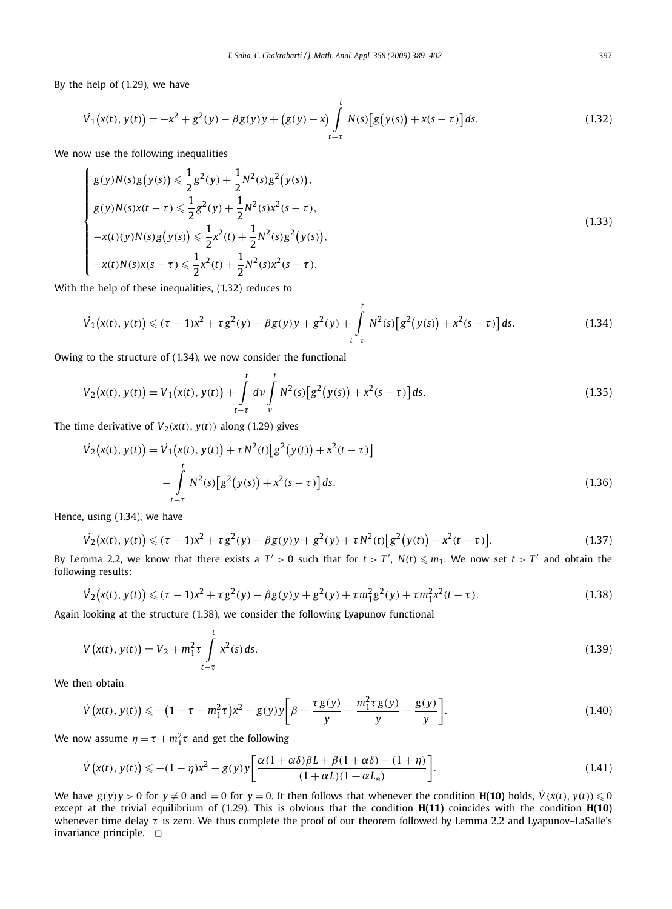By the help of (1.29), we have

$$\dot{V_1}\big(x(t), y(t)\big) = -x^2 + g^2(y) - \beta g(y)y + \big(g(y) - x\big)\int_{t-\tau}^{t} N(s)\big[g\big(y(s)\big) + x(s-\tau)\big]\,ds. \tag{1.32}$$

We now use the following inequalities

$$\begin{cases} g(y)N(s)g\big(y(s)\big) \leqslant \dfrac{1}{2}g^2(y) + \dfrac{1}{2}N^2(s)g^2\big(y(s)\big), \\ g(y)N(s)x(t-\tau) \leqslant \dfrac{1}{2}g^2(y) + \dfrac{1}{2}N^2(s)x^2(s-\tau), \\ -x(t)(y)N(s)g\big(y(s)\big) \leqslant \dfrac{1}{2}x^2(t) + \dfrac{1}{2}N^2(s)g^2\big(y(s)\big), \\ -x(t)N(s)x(s-\tau) \leqslant \dfrac{1}{2}x^2(t) + \dfrac{1}{2}N^2(s)x^2(s-\tau). \end{cases} \tag{1.33}$$

With the help of these inequalities, (1.32) reduces to

$$\dot{V_1}\big(x(t), y(t)\big) \leqslant (\tau - 1)x^2 + \tau g^2(y) - \beta g(y)y + g^2(y) + \int_{t-\tau}^{t} N^2(s)\big[g^2\big(y(s)\big) + x^2(s-\tau)\big]\,ds. \tag{1.34}$$

Owing to the structure of (1.34), we now consider the functional

$$V_2\big(x(t), y(t)\big) = V_1\big(x(t), y(t)\big) + \int_{t-\tau}^{t} d\nu \int_{\nu}^{t} N^2(s)\big[g^2\big(y(s)\big) + x^2(s-\tau)\big]\,ds. \tag{1.35}$$

The time derivative of $V_2(x(t), y(t))$ along (1.29) gives

$$\begin{aligned} \dot{V_2}\big(x(t), y(t)\big) &= \dot{V_1}\big(x(t), y(t)\big) + \tau N^2(t)\big[g^2\big(y(t)\big) + x^2(t-\tau)\big] \\ &\quad - \int_{t-\tau}^{t} N^2(s)\big[g^2\big(y(s)\big) + x^2(s-\tau)\big]\,ds. \end{aligned} \tag{1.36}$$

Hence, using (1.34), we have

$$\dot{V_2}\big(x(t), y(t)\big) \leqslant (\tau - 1)x^2 + \tau g^2(y) - \beta g(y)y + g^2(y) + \tau N^2(t)\big[g^2\big(y(t)\big) + x^2(t-\tau)\big]. \tag{1.37}$$

By Lemma 2.2, we know that there exists a $T' > 0$ such that for $t > T'$, $N(t) \leqslant m_1$. We now set $t > T'$ and obtain the following results:

$$\dot{V_2}\big(x(t), y(t)\big) \leqslant (\tau - 1)x^2 + \tau g^2(y) - \beta g(y)y + g^2(y) + \tau m_1^2 g^2(y) + \tau m_1^2 x^2(t-\tau). \tag{1.38}$$

Again looking at the structure (1.38), we consider the following Lyapunov functional

$$V\big(x(t), y(t)\big) = V_2 + m_1^2\tau \int_{t-\tau}^{t} x^2(s)\,ds. \tag{1.39}$$

We then obtain

$$\dot{V}\big(x(t), y(t)\big) \leqslant -\big(1 - \tau - m_1^2\tau\big)x^2 - g(y)y\left[\beta - \frac{\tau g(y)}{y} - \frac{m_1^2\tau g(y)}{y} - \frac{g(y)}{y}\right]. \tag{1.40}$$

We now assume $\eta = \tau + m_1^2\tau$ and get the following

$$\dot{V}\big(x(t), y(t)\big) \leqslant -(1-\eta)x^2 - g(y)y\left[\frac{\alpha(1+\alpha\delta)\beta L + \beta(1+\alpha\delta) - (1+\eta)}{(1+\alpha L)(1+\alpha L_*)}\right]. \tag{1.41}$$

We have $g(y)y > 0$ for $y \neq 0$ and $= 0$ for $y = 0$. It then follows that whenever the condition **H(10)** holds, $\dot{V}(x(t), y(t)) \leqslant 0$ except at the trivial equilibrium of (1.29). This is obvious that the condition **H(11)** coincides with the condition **H(10)** whenever time delay $\tau$ is zero. We thus complete the proof of our theorem followed by Lemma 2.2 and Lyapunov–LaSalle's invariance principle. $\square$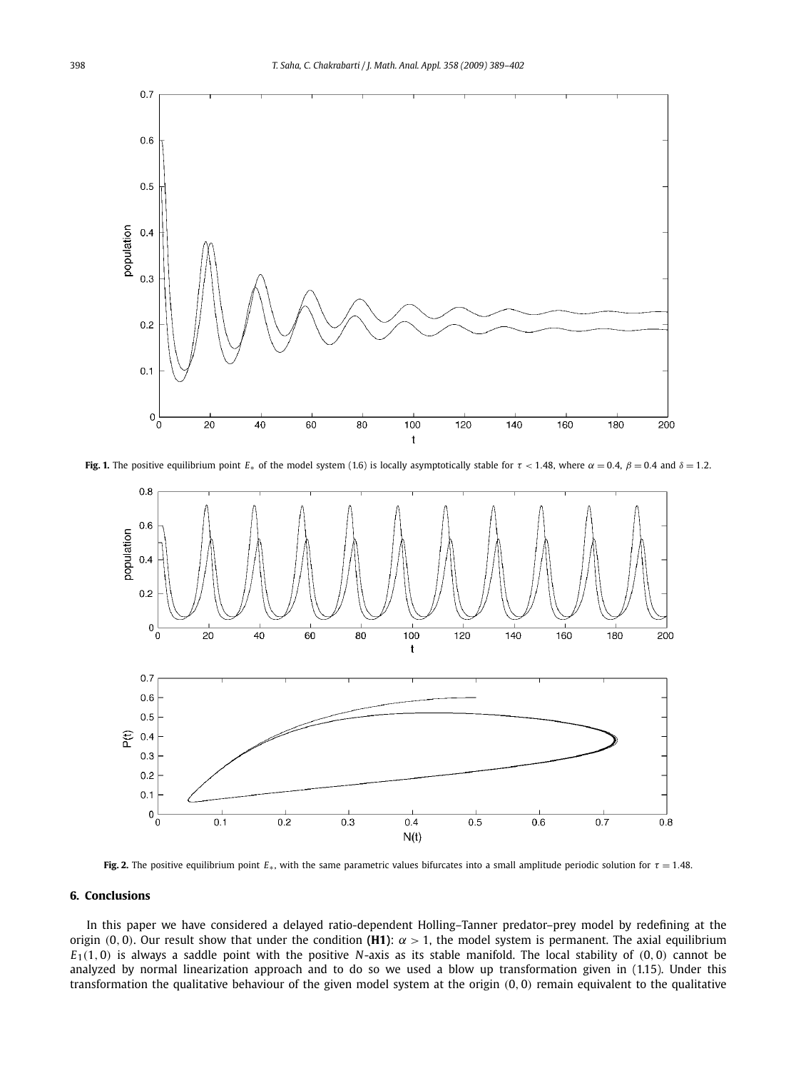**Fig. 1.** The positive equilibrium point $E_*$ of the model system (1.6) is locally asymptotically stable for $\tau < 1.48$, where $\alpha = 0.4$, $\beta = 0.4$ and $\delta = 1.2$.

**Fig. 2.** The positive equilibrium point $E_*$, with the same parametric values bifurcates into a small amplitude periodic solution for $\tau = 1.48$.

## 6. Conclusions

In this paper we have considered a delayed ratio-dependent Holling–Tanner predator–prey model by redefining at the origin $(0, 0)$. Our result show that under the condition **(H1)**: $\alpha > 1$, the model system is permanent. The axial equilibrium $E_1(1, 0)$ is always a saddle point with the positive $N$-axis as its stable manifold. The local stability of $(0, 0)$ cannot be analyzed by normal linearization approach and to do so we used a blow up transformation given in (1.15). Under this transformation the qualitative behaviour of the given model system at the origin $(0, 0)$ remain equivalent to the qualitative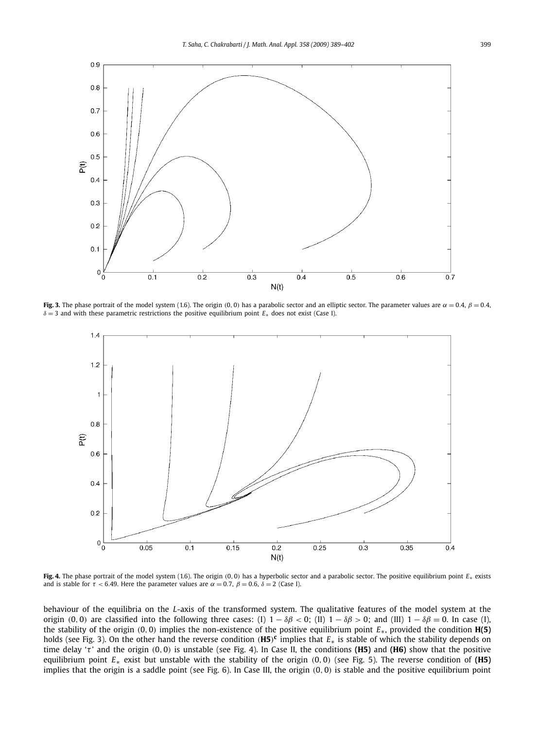**Fig. 3.** The phase portrait of the model system (1.6). The origin $(0, 0)$ has a parabolic sector and an elliptic sector. The parameter values are $\alpha = 0.4$, $\beta = 0.4$, $\delta = 3$ and with these parametric restrictions the positive equilibrium point $E_*$ does not exist (Case I).

**Fig. 4.** The phase portrait of the model system (1.6). The origin $(0, 0)$ has a hyperbolic sector and a parabolic sector. The positive equilibrium point $E_*$ exists and is stable for $\tau < 6.49$. Here the parameter values are $\alpha = 0.7$, $\beta = 0.6$, $\delta = 2$ (Case I).

behaviour of the equilibria on the $L$-axis of the transformed system. The qualitative features of the model system at the origin $(0, 0)$ are classified into the following three cases: (I) $1 - \delta\beta < 0$; (II) $1 - \delta\beta > 0$; and (III) $1 - \delta\beta = 0$. In case (I), the stability of the origin $(0, 0)$ implies the non-existence of the positive equilibrium point $E_*$, provided the condition **H(5)** holds (see Fig. 3). On the other hand the reverse condition $(\mathbf{H5})^{\mathbf{c}}$ implies that $E_*$ is stable of which the stability depends on time delay '$\tau$' and the origin $(0, 0)$ is unstable (see Fig. 4). In Case II, the conditions **(H5)** and **(H6)** show that the positive equilibrium point $E_*$ exist but unstable with the stability of the origin $(0, 0)$ (see Fig. 5). The reverse condition of **(H5)** implies that the origin is a saddle point (see Fig. 6). In Case III, the origin $(0, 0)$ is stable and the positive equilibrium point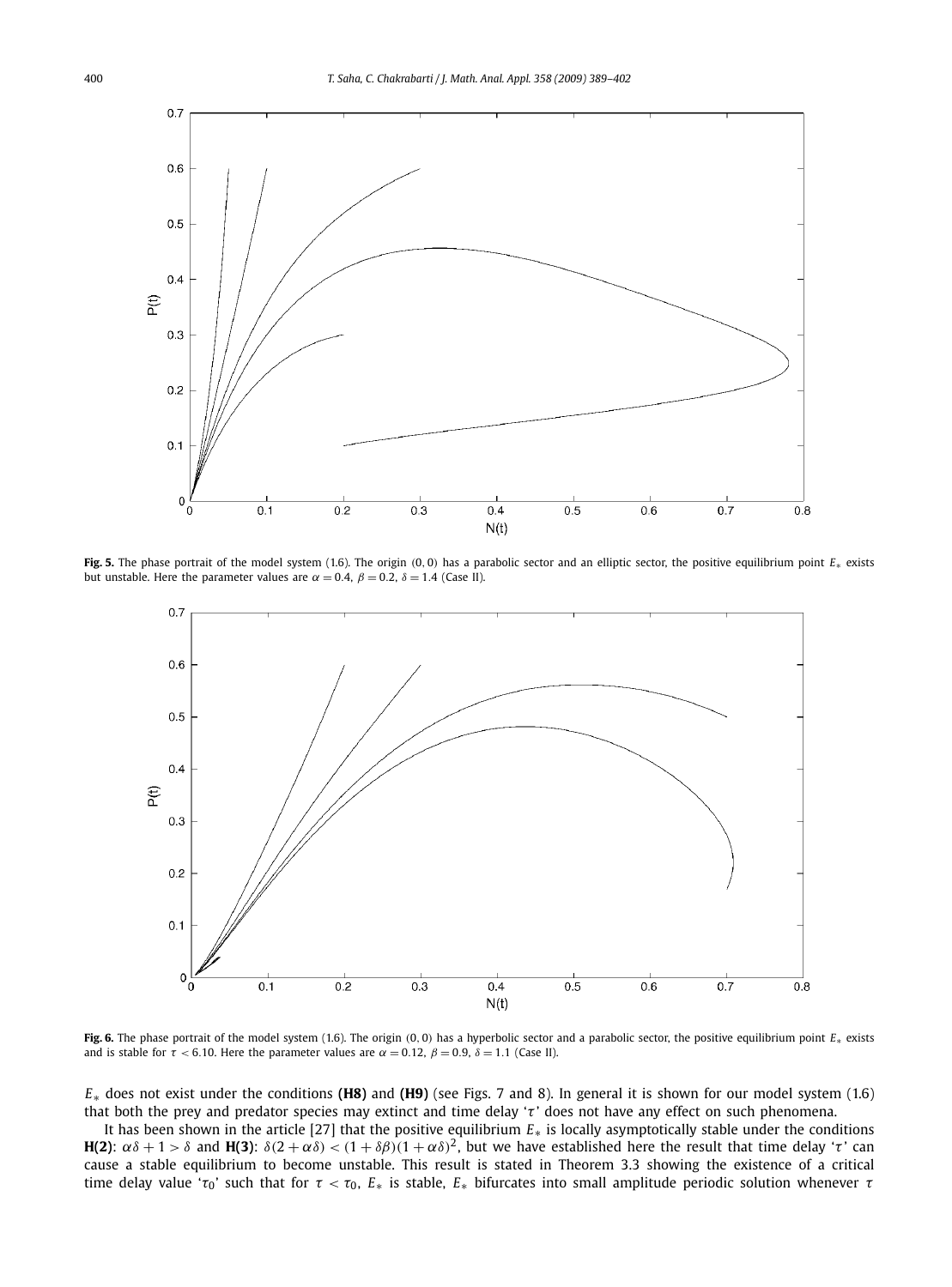**Fig. 5.** The phase portrait of the model system (1.6). The origin (0, 0) has a parabolic sector and an elliptic sector, the positive equilibrium point $E_*$ exists but unstable. Here the parameter values are $\alpha = 0.4$, $\beta = 0.2$, $\delta = 1.4$ (Case II).

**Fig. 6.** The phase portrait of the model system (1.6). The origin (0, 0) has a hyperbolic sector and a parabolic sector, the positive equilibrium point $E_*$ exists and is stable for $\tau < 6.10$. Here the parameter values are $\alpha = 0.12$, $\beta = 0.9$, $\delta = 1.1$ (Case II).

$E_*$ does not exist under the conditions **(H8)** and **(H9)** (see Figs. 7 and 8). In general it is shown for our model system (1.6) that both the prey and predator species may extinct and time delay '$\tau$' does not have any effect on such phenomena.

It has been shown in the article [27] that the positive equilibrium $E_*$ is locally asymptotically stable under the conditions **H(2)**: $\alpha\delta + 1 > \delta$ and **H(3)**: $\delta(2 + \alpha\delta) < (1 + \delta\beta)(1 + \alpha\delta)^2$, but we have established here the result that time delay '$\tau$' can cause a stable equilibrium to become unstable. This result is stated in Theorem 3.3 showing the existence of a critical time delay value '$\tau_0$' such that for $\tau < \tau_0$, $E_*$ is stable, $E_*$ bifurcates into small amplitude periodic solution whenever $\tau$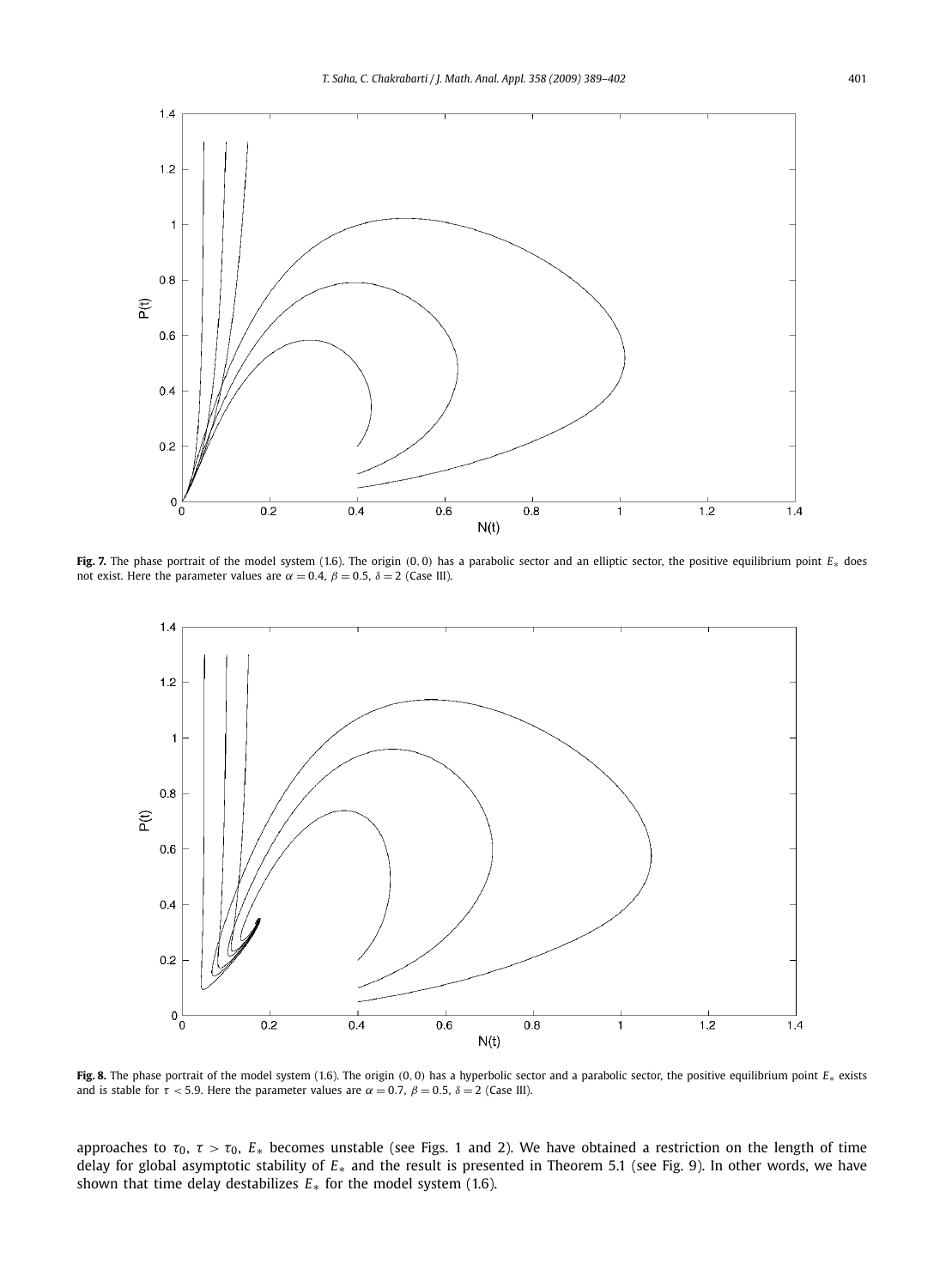**Fig. 7.** The phase portrait of the model system (1.6). The origin (0, 0) has a parabolic sector and an elliptic sector, the positive equilibrium point $E_*$ does not exist. Here the parameter values are $\alpha = 0.4$, $\beta = 0.5$, $\delta = 2$ (Case III).

**Fig. 8.** The phase portrait of the model system (1.6). The origin (0, 0) has a hyperbolic sector and a parabolic sector, the positive equilibrium point $E_*$ exists and is stable for $\tau < 5.9$. Here the parameter values are $\alpha = 0.7$, $\beta = 0.5$, $\delta = 2$ (Case III).

approaches to $\tau_0$, $\tau > \tau_0$, $E_*$ becomes unstable (see Figs. 1 and 2). We have obtained a restriction on the length of time delay for global asymptotic stability of $E_*$ and the result is presented in Theorem 5.1 (see Fig. 9). In other words, we have shown that time delay destabilizes $E_*$ for the model system (1.6).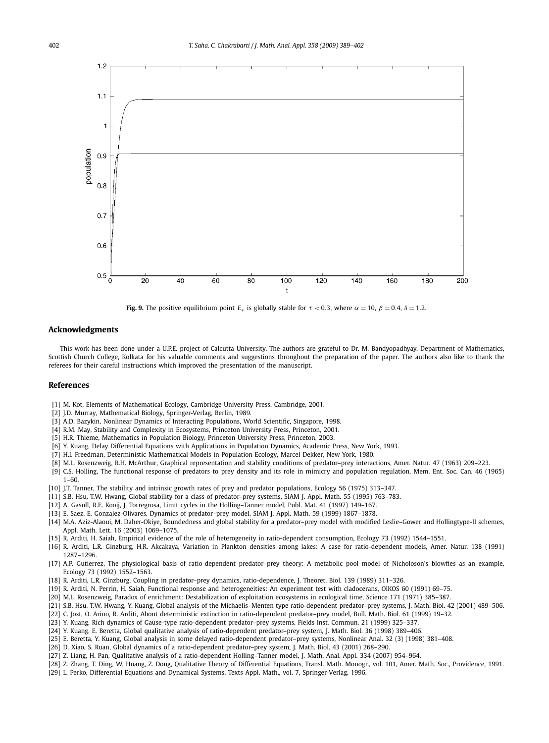1.2

1.1

1

0.9

0.8

0.7

0.6

0.5

population

0 20 40 60 80 100 120 140 160 180 200

t

**Fig. 9.** The positive equilibrium point $E_*$ is globally stable for $\tau < 0.3$, where $\alpha = 10$, $\beta = 0.4$, $\delta = 1.2$.

## Acknowledgments

This work has been done under a U.P.E. project of Calcutta University. The authors are grateful to Dr. M. Bandyopadhyay, Department of Mathematics, Scottish Church College, Kolkata for his valuable comments and suggestions throughout the preparation of the paper. The authors also like to thank the referees for their careful instructions which improved the presentation of the manuscript.

## References

[1] M. Kot, Elements of Mathematical Ecology, Cambridge University Press, Cambridge, 2001.
[2] J.D. Murray, Mathematical Biology, Springer-Verlag, Berlin, 1989.
[3] A.D. Bazykin, Nonlinear Dynamics of Interacting Populations, World Scientific, Singapore, 1998.
[4] R.M. May, Stability and Complexity in Ecosystems, Princeton University Press, Princeton, 2001.
[5] H.R. Thieme, Mathematics in Population Biology, Princeton University Press, Princeton, 2003.
[6] Y. Kuang, Delay Differential Equations with Applications in Population Dynamics, Academic Press, New York, 1993.
[7] H.I. Freedman, Deterministic Mathematical Models in Population Ecology, Marcel Dekker, New York, 1980.
[8] M.L. Rosenzweig, R.H. McArthur, Graphical representation and stability conditions of predator–prey interactions, Amer. Natur. 47 (1963) 209–223.
[9] C.S. Holling, The functional response of predators to prey density and its role in mimicry and population regulation, Mem. Ent. Soc. Can. 46 (1965) 1–60.
[10] J.T. Tanner, The stability and intrinsic growth rates of prey and predator populations, Ecology 56 (1975) 313–347.
[11] S.B. Hsu, T.W. Hwang, Global stability for a class of predator–prey systems, SIAM J. Appl. Math. 55 (1995) 763–783.
[12] A. Gasull, R.E. Kooij, J. Torregrosa, Limit cycles in the Holling–Tanner model, Publ. Mat. 41 (1997) 149–167.
[13] E. Saez, E. Gonzalez-Olivares, Dynamics of predator–prey model, SIAM J. Appl. Math. 59 (1999) 1867–1878.
[14] M.A. Aziz-Alaoui, M. Daher-Okiye, Boundedness and global stability for a predator–prey model with modified Leslie–Gower and Hollingtype-II schemes, Appl. Math. Lett. 16 (2003) 1069–1075.
[15] R. Arditi, H. Saiah, Empirical evidence of the role of heterogeneity in ratio-dependent consumption, Ecology 73 (1992) 1544–1551.
[16] R. Arditi, L.R. Ginzburg, H.R. Akcakaya, Variation in Plankton densities among lakes: A case for ratio-dependent models, Amer. Natur. 138 (1991) 1287–1296.
[17] A.P. Gutierrez, The physiological basis of ratio-dependent predator–prey theory: A metabolic pool model of Nicholoson's blowfies as an example, Ecology 73 (1992) 1552–1563.
[18] R. Arditi, L.R. Ginzburg, Coupling in predator–prey dynamics, ratio-dependence, J. Theoret. Biol. 139 (1989) 311–326.
[19] R. Arditi, N. Perrin, H. Saiah, Functional response and heterogeneities: An experiment test with cladocerans, OIKOS 60 (1991) 69–75.
[20] M.L. Rosenzweig, Paradox of enrichment: Destabilization of exploitation ecosystems in ecological time, Science 171 (1971) 385–387.
[21] S.B. Hsu, T.W. Hwang, Y. Kuang, Global analysis of the Michaelis–Menten type ratio-dependent predator–prey systems, J. Math. Biol. 42 (2001) 489–506.
[22] C. Jost, O. Arino, R. Arditi, About deterministic extinction in ratio-dependent predator–prey model, Bull. Math. Biol. 61 (1999) 19–32.
[23] Y. Kuang, Rich dynamics of Gause-type ratio-dependent predator–prey systems, Fields Inst. Commun. 21 (1999) 325–337.
[24] Y. Kuang, E. Beretta, Global qualitative analysis of ratio-dependent predator–prey system, J. Math. Biol. 36 (1998) 389–406.
[25] E. Beretta, Y. Kuang, Global analysis in some delayed ratio-dependent predator–prey systems, Nonlinear Anal. 32 (3) (1998) 381–408.
[26] D. Xiao, S. Ruan, Global dynamics of a ratio-dependent predator–prey system, J. Math. Biol. 43 (2001) 268–290.
[27] Z. Liang, H. Pan, Qualitative analysis of a ratio-dependent Holling–Tanner model, J. Math. Anal. Appl. 334 (2007) 954–964.
[28] Z. Zhang, T. Ding, W. Huang, Z. Dong, Qualitative Theory of Differential Equations, Transl. Math. Monogr., vol. 101, Amer. Math. Soc., Providence, 1991.
[29] L. Perko, Differential Equations and Dynamical Systems, Texts Appl. Math., vol. 7, Springer-Verlag, 1996.